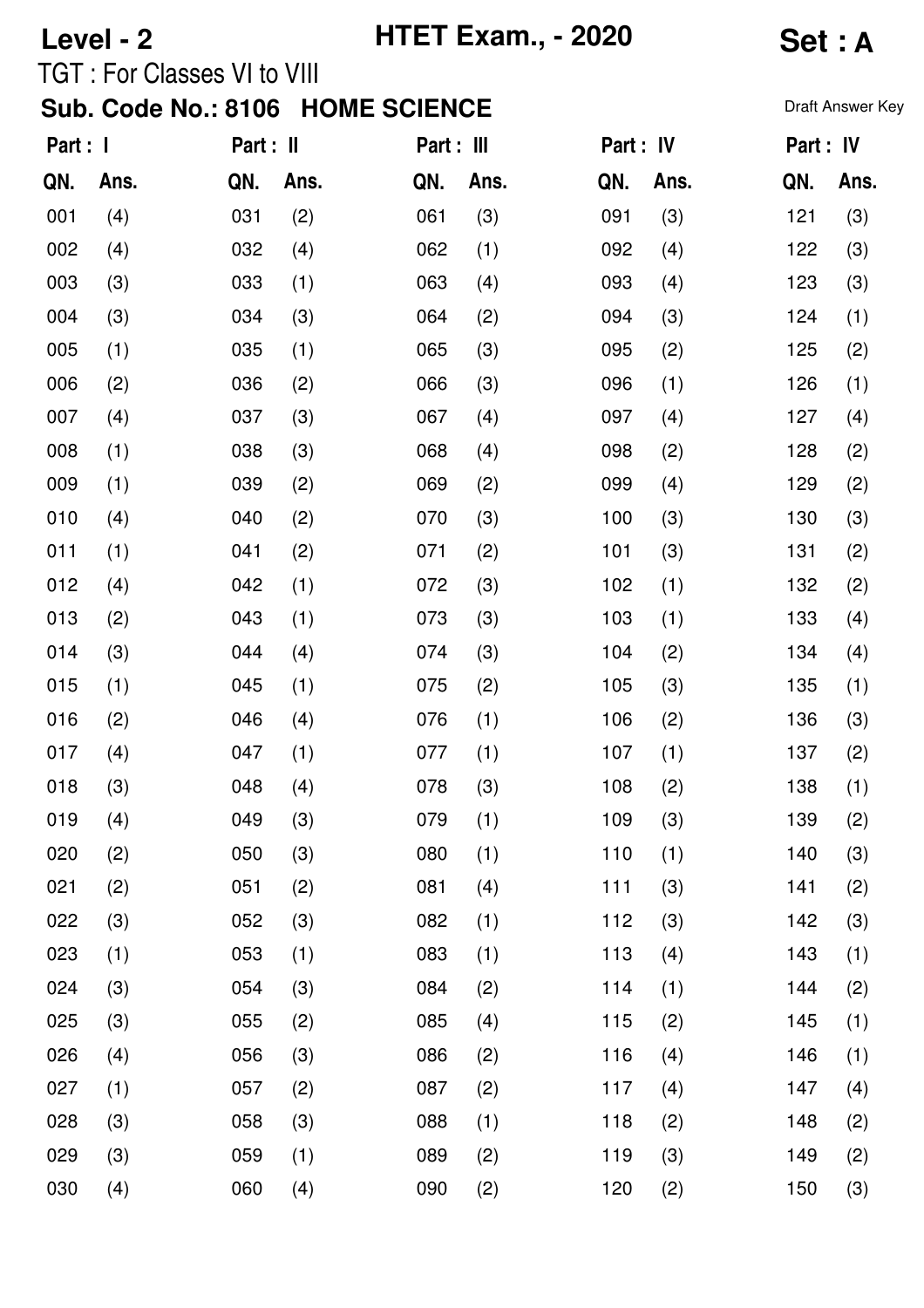**Level - 2** **HTET Exam., - 2020** **Set : A**

TGT : For Classes VI to VIII

**Sub. Code No.: 8106 HOME SCIENCE**

Draft Answer Key

| Part : I | | Part : II | | Part : III | | Part : IV | | Part : IV | |
|---|---|---|---|---|---|---|---|---|---|
| QN. | Ans. | QN. | Ans. | QN. | Ans. | QN. | Ans. | QN. | Ans. |
| 001 | (4) | 031 | (2) | 061 | (3) | 091 | (3) | 121 | (3) |
| 002 | (4) | 032 | (4) | 062 | (1) | 092 | (4) | 122 | (3) |
| 003 | (3) | 033 | (1) | 063 | (4) | 093 | (4) | 123 | (3) |
| 004 | (3) | 034 | (3) | 064 | (2) | 094 | (3) | 124 | (1) |
| 005 | (1) | 035 | (1) | 065 | (3) | 095 | (2) | 125 | (2) |
| 006 | (2) | 036 | (2) | 066 | (3) | 096 | (1) | 126 | (1) |
| 007 | (4) | 037 | (3) | 067 | (4) | 097 | (4) | 127 | (4) |
| 008 | (1) | 038 | (3) | 068 | (4) | 098 | (2) | 128 | (2) |
| 009 | (1) | 039 | (2) | 069 | (2) | 099 | (4) | 129 | (2) |
| 010 | (4) | 040 | (2) | 070 | (3) | 100 | (3) | 130 | (3) |
| 011 | (1) | 041 | (2) | 071 | (2) | 101 | (3) | 131 | (2) |
| 012 | (4) | 042 | (1) | 072 | (3) | 102 | (1) | 132 | (2) |
| 013 | (2) | 043 | (1) | 073 | (3) | 103 | (1) | 133 | (4) |
| 014 | (3) | 044 | (4) | 074 | (3) | 104 | (2) | 134 | (4) |
| 015 | (1) | 045 | (1) | 075 | (2) | 105 | (3) | 135 | (1) |
| 016 | (2) | 046 | (4) | 076 | (1) | 106 | (2) | 136 | (3) |
| 017 | (4) | 047 | (1) | 077 | (1) | 107 | (1) | 137 | (2) |
| 018 | (3) | 048 | (4) | 078 | (3) | 108 | (2) | 138 | (1) |
| 019 | (4) | 049 | (3) | 079 | (1) | 109 | (3) | 139 | (2) |
| 020 | (2) | 050 | (3) | 080 | (1) | 110 | (1) | 140 | (3) |
| 021 | (2) | 051 | (2) | 081 | (4) | 111 | (3) | 141 | (2) |
| 022 | (3) | 052 | (3) | 082 | (1) | 112 | (3) | 142 | (3) |
| 023 | (1) | 053 | (1) | 083 | (1) | 113 | (4) | 143 | (1) |
| 024 | (3) | 054 | (3) | 084 | (2) | 114 | (1) | 144 | (2) |
| 025 | (3) | 055 | (2) | 085 | (4) | 115 | (2) | 145 | (1) |
| 026 | (4) | 056 | (3) | 086 | (2) | 116 | (4) | 146 | (1) |
| 027 | (1) | 057 | (2) | 087 | (2) | 117 | (4) | 147 | (4) |
| 028 | (3) | 058 | (3) | 088 | (1) | 118 | (2) | 148 | (2) |
| 029 | (3) | 059 | (1) | 089 | (2) | 119 | (3) | 149 | (2) |
| 030 | (4) | 060 | (4) | 090 | (2) | 120 | (2) | 150 | (3) |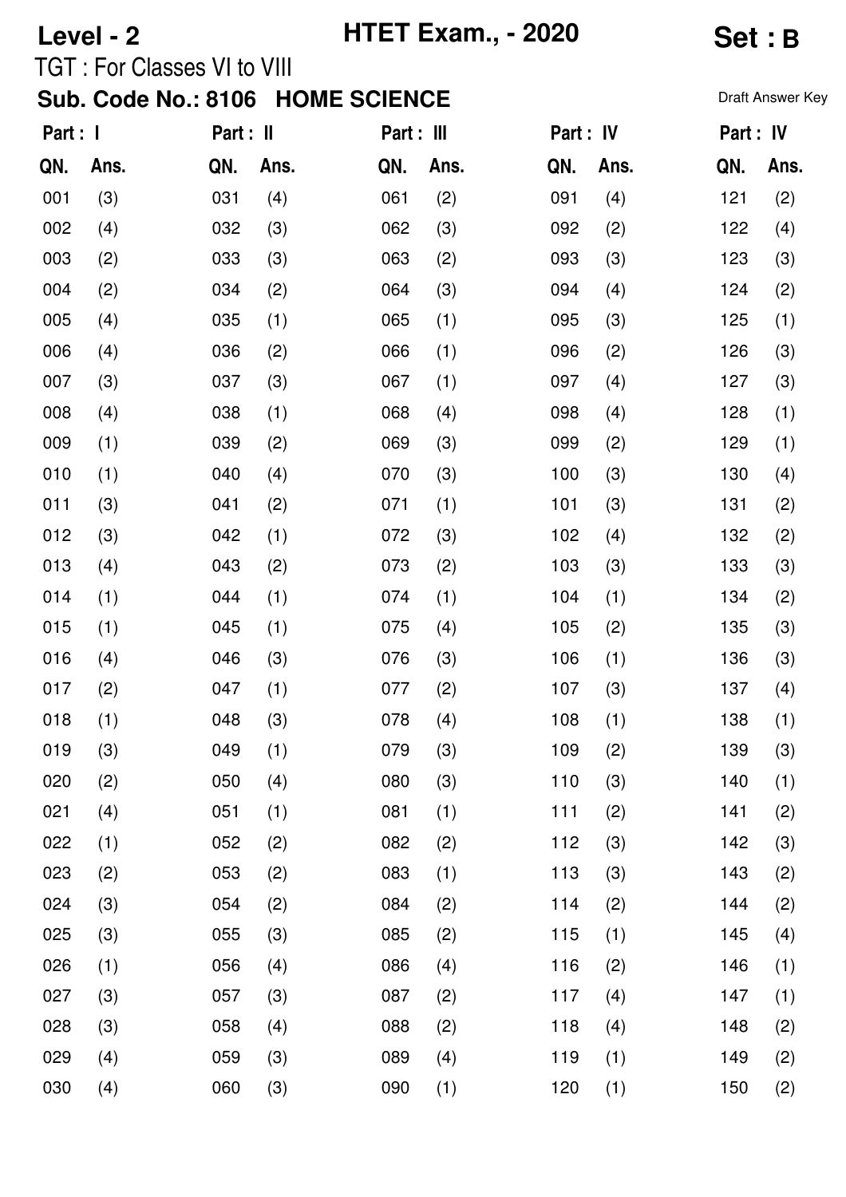# Level - 2 HTET Exam., - 2020 Set : B

TGT : For Classes VI to VIII

## Sub. Code No.: 8106 HOME SCIENCE

Draft Answer Key

| Part : I | | Part : II | | Part : III | | Part : IV | | Part : IV | |
|---|---|---|---|---|---|---|---|---|---|
| QN. | Ans. | QN. | Ans. | QN. | Ans. | QN. | Ans. | QN. | Ans. |
| 001 | (3) | 031 | (4) | 061 | (2) | 091 | (4) | 121 | (2) |
| 002 | (4) | 032 | (3) | 062 | (3) | 092 | (2) | 122 | (4) |
| 003 | (2) | 033 | (3) | 063 | (2) | 093 | (3) | 123 | (3) |
| 004 | (2) | 034 | (2) | 064 | (3) | 094 | (4) | 124 | (2) |
| 005 | (4) | 035 | (1) | 065 | (1) | 095 | (3) | 125 | (1) |
| 006 | (4) | 036 | (2) | 066 | (1) | 096 | (2) | 126 | (3) |
| 007 | (3) | 037 | (3) | 067 | (1) | 097 | (4) | 127 | (3) |
| 008 | (4) | 038 | (1) | 068 | (4) | 098 | (4) | 128 | (1) |
| 009 | (1) | 039 | (2) | 069 | (3) | 099 | (2) | 129 | (1) |
| 010 | (1) | 040 | (4) | 070 | (3) | 100 | (3) | 130 | (4) |
| 011 | (3) | 041 | (2) | 071 | (1) | 101 | (3) | 131 | (2) |
| 012 | (3) | 042 | (1) | 072 | (3) | 102 | (4) | 132 | (2) |
| 013 | (4) | 043 | (2) | 073 | (2) | 103 | (3) | 133 | (3) |
| 014 | (1) | 044 | (1) | 074 | (1) | 104 | (1) | 134 | (2) |
| 015 | (1) | 045 | (1) | 075 | (4) | 105 | (2) | 135 | (3) |
| 016 | (4) | 046 | (3) | 076 | (3) | 106 | (1) | 136 | (3) |
| 017 | (2) | 047 | (1) | 077 | (2) | 107 | (3) | 137 | (4) |
| 018 | (1) | 048 | (3) | 078 | (4) | 108 | (1) | 138 | (1) |
| 019 | (3) | 049 | (1) | 079 | (3) | 109 | (2) | 139 | (3) |
| 020 | (2) | 050 | (4) | 080 | (3) | 110 | (3) | 140 | (1) |
| 021 | (4) | 051 | (1) | 081 | (1) | 111 | (2) | 141 | (2) |
| 022 | (1) | 052 | (2) | 082 | (2) | 112 | (3) | 142 | (3) |
| 023 | (2) | 053 | (2) | 083 | (1) | 113 | (3) | 143 | (2) |
| 024 | (3) | 054 | (2) | 084 | (2) | 114 | (2) | 144 | (2) |
| 025 | (3) | 055 | (3) | 085 | (2) | 115 | (1) | 145 | (4) |
| 026 | (1) | 056 | (4) | 086 | (4) | 116 | (2) | 146 | (1) |
| 027 | (3) | 057 | (3) | 087 | (2) | 117 | (4) | 147 | (1) |
| 028 | (3) | 058 | (4) | 088 | (2) | 118 | (4) | 148 | (2) |
| 029 | (4) | 059 | (3) | 089 | (4) | 119 | (1) | 149 | (2) |
| 030 | (4) | 060 | (3) | 090 | (1) | 120 | (1) | 150 | (2) |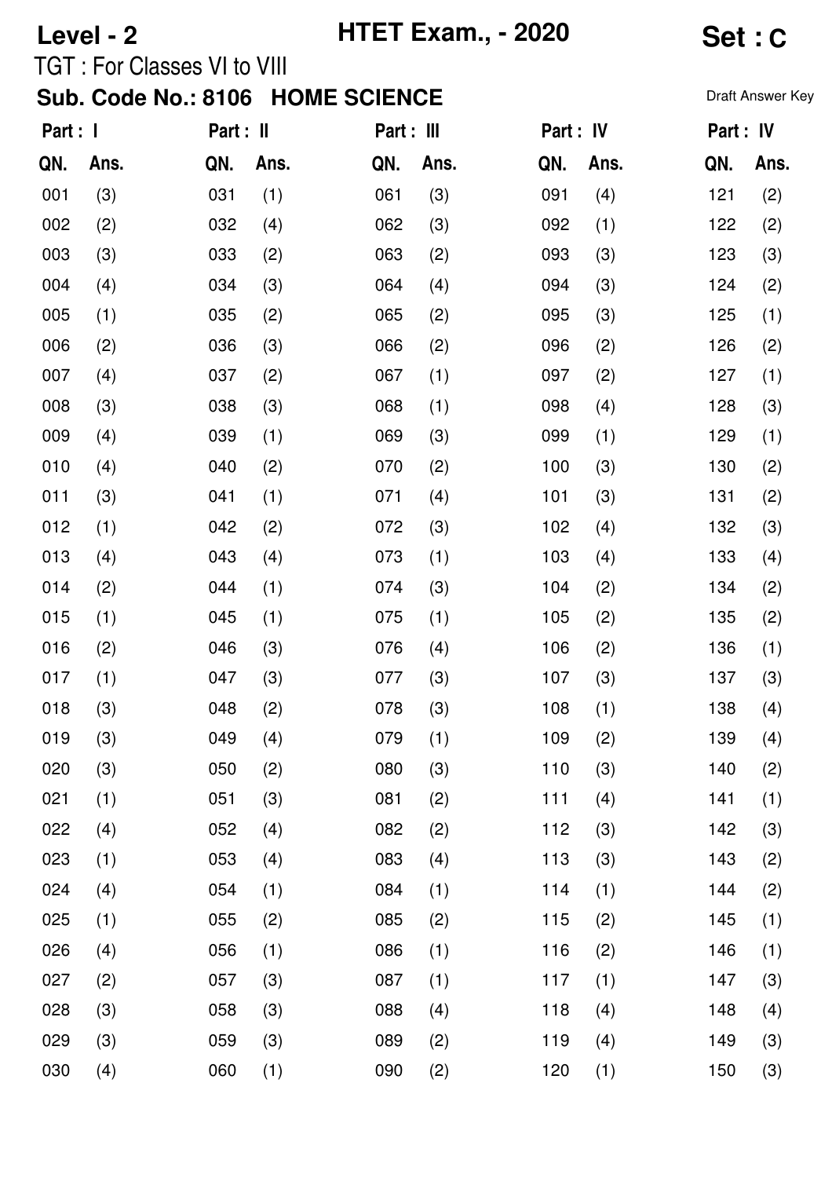**Level - 2** **HTET Exam., - 2020** **Set : C**

TGT : For Classes VI to VIII

**Sub. Code No.: 8106 HOME SCIENCE**

Draft Answer Key

| Part : I | | Part : II | | Part : III | | Part : IV | | Part : IV | |
|---|---|---|---|---|---|---|---|---|---|
| QN. | Ans. | QN. | Ans. | QN. | Ans. | QN. | Ans. | QN. | Ans. |
| 001 | (3) | 031 | (1) | 061 | (3) | 091 | (4) | 121 | (2) |
| 002 | (2) | 032 | (4) | 062 | (3) | 092 | (1) | 122 | (2) |
| 003 | (3) | 033 | (2) | 063 | (2) | 093 | (3) | 123 | (3) |
| 004 | (4) | 034 | (3) | 064 | (4) | 094 | (3) | 124 | (2) |
| 005 | (1) | 035 | (2) | 065 | (2) | 095 | (3) | 125 | (1) |
| 006 | (2) | 036 | (3) | 066 | (2) | 096 | (2) | 126 | (2) |
| 007 | (4) | 037 | (2) | 067 | (1) | 097 | (2) | 127 | (1) |
| 008 | (3) | 038 | (3) | 068 | (1) | 098 | (4) | 128 | (3) |
| 009 | (4) | 039 | (1) | 069 | (3) | 099 | (1) | 129 | (1) |
| 010 | (4) | 040 | (2) | 070 | (2) | 100 | (3) | 130 | (2) |
| 011 | (3) | 041 | (1) | 071 | (4) | 101 | (3) | 131 | (2) |
| 012 | (1) | 042 | (2) | 072 | (3) | 102 | (4) | 132 | (3) |
| 013 | (4) | 043 | (4) | 073 | (1) | 103 | (4) | 133 | (4) |
| 014 | (2) | 044 | (1) | 074 | (3) | 104 | (2) | 134 | (2) |
| 015 | (1) | 045 | (1) | 075 | (1) | 105 | (2) | 135 | (2) |
| 016 | (2) | 046 | (3) | 076 | (4) | 106 | (2) | 136 | (1) |
| 017 | (1) | 047 | (3) | 077 | (3) | 107 | (3) | 137 | (3) |
| 018 | (3) | 048 | (2) | 078 | (3) | 108 | (1) | 138 | (4) |
| 019 | (3) | 049 | (4) | 079 | (1) | 109 | (2) | 139 | (4) |
| 020 | (3) | 050 | (2) | 080 | (3) | 110 | (3) | 140 | (2) |
| 021 | (1) | 051 | (3) | 081 | (2) | 111 | (4) | 141 | (1) |
| 022 | (4) | 052 | (4) | 082 | (2) | 112 | (3) | 142 | (3) |
| 023 | (1) | 053 | (4) | 083 | (4) | 113 | (3) | 143 | (2) |
| 024 | (4) | 054 | (1) | 084 | (1) | 114 | (1) | 144 | (2) |
| 025 | (1) | 055 | (2) | 085 | (2) | 115 | (2) | 145 | (1) |
| 026 | (4) | 056 | (1) | 086 | (1) | 116 | (2) | 146 | (1) |
| 027 | (2) | 057 | (3) | 087 | (1) | 117 | (1) | 147 | (3) |
| 028 | (3) | 058 | (3) | 088 | (4) | 118 | (4) | 148 | (4) |
| 029 | (3) | 059 | (3) | 089 | (2) | 119 | (4) | 149 | (3) |
| 030 | (4) | 060 | (1) | 090 | (2) | 120 | (1) | 150 | (3) |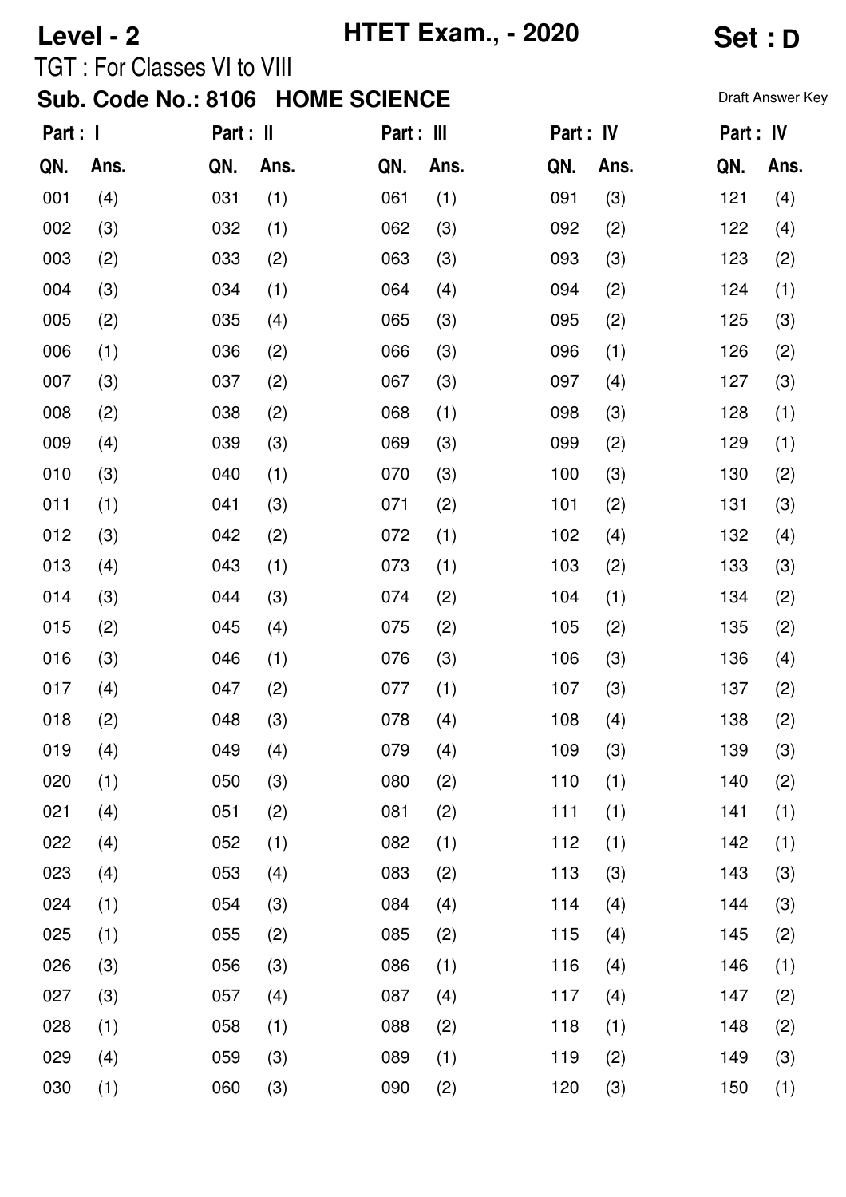**Level - 2** | **HTET Exam., - 2020** | **Set : D**

TGT : For Classes VI to VIII

**Sub. Code No.: 8106 HOME SCIENCE**

Draft Answer Key

| Part : I | | Part : II | | Part : III | | Part : IV | | Part : IV | |
|---|---|---|---|---|---|---|---|---|---|
| QN. | Ans. | QN. | Ans. | QN. | Ans. | QN. | Ans. | QN. | Ans. |
| 001 | (4) | 031 | (1) | 061 | (1) | 091 | (3) | 121 | (4) |
| 002 | (3) | 032 | (1) | 062 | (3) | 092 | (2) | 122 | (4) |
| 003 | (2) | 033 | (2) | 063 | (3) | 093 | (3) | 123 | (2) |
| 004 | (3) | 034 | (1) | 064 | (4) | 094 | (2) | 124 | (1) |
| 005 | (2) | 035 | (4) | 065 | (3) | 095 | (2) | 125 | (3) |
| 006 | (1) | 036 | (2) | 066 | (3) | 096 | (1) | 126 | (2) |
| 007 | (3) | 037 | (2) | 067 | (3) | 097 | (4) | 127 | (3) |
| 008 | (2) | 038 | (2) | 068 | (1) | 098 | (3) | 128 | (1) |
| 009 | (4) | 039 | (3) | 069 | (3) | 099 | (2) | 129 | (1) |
| 010 | (3) | 040 | (1) | 070 | (3) | 100 | (3) | 130 | (2) |
| 011 | (1) | 041 | (3) | 071 | (2) | 101 | (2) | 131 | (3) |
| 012 | (3) | 042 | (2) | 072 | (1) | 102 | (4) | 132 | (4) |
| 013 | (4) | 043 | (1) | 073 | (1) | 103 | (2) | 133 | (3) |
| 014 | (3) | 044 | (3) | 074 | (2) | 104 | (1) | 134 | (2) |
| 015 | (2) | 045 | (4) | 075 | (2) | 105 | (2) | 135 | (2) |
| 016 | (3) | 046 | (1) | 076 | (3) | 106 | (3) | 136 | (4) |
| 017 | (4) | 047 | (2) | 077 | (1) | 107 | (3) | 137 | (2) |
| 018 | (2) | 048 | (3) | 078 | (4) | 108 | (4) | 138 | (2) |
| 019 | (4) | 049 | (4) | 079 | (4) | 109 | (3) | 139 | (3) |
| 020 | (1) | 050 | (3) | 080 | (2) | 110 | (1) | 140 | (2) |
| 021 | (4) | 051 | (2) | 081 | (2) | 111 | (1) | 141 | (1) |
| 022 | (4) | 052 | (1) | 082 | (1) | 112 | (1) | 142 | (1) |
| 023 | (4) | 053 | (4) | 083 | (2) | 113 | (3) | 143 | (3) |
| 024 | (1) | 054 | (3) | 084 | (4) | 114 | (4) | 144 | (3) |
| 025 | (1) | 055 | (2) | 085 | (2) | 115 | (4) | 145 | (2) |
| 026 | (3) | 056 | (3) | 086 | (1) | 116 | (4) | 146 | (1) |
| 027 | (3) | 057 | (4) | 087 | (4) | 117 | (4) | 147 | (2) |
| 028 | (1) | 058 | (1) | 088 | (2) | 118 | (1) | 148 | (2) |
| 029 | (4) | 059 | (3) | 089 | (1) | 119 | (2) | 149 | (3) |
| 030 | (1) | 060 | (3) | 090 | (2) | 120 | (3) | 150 | (1) |